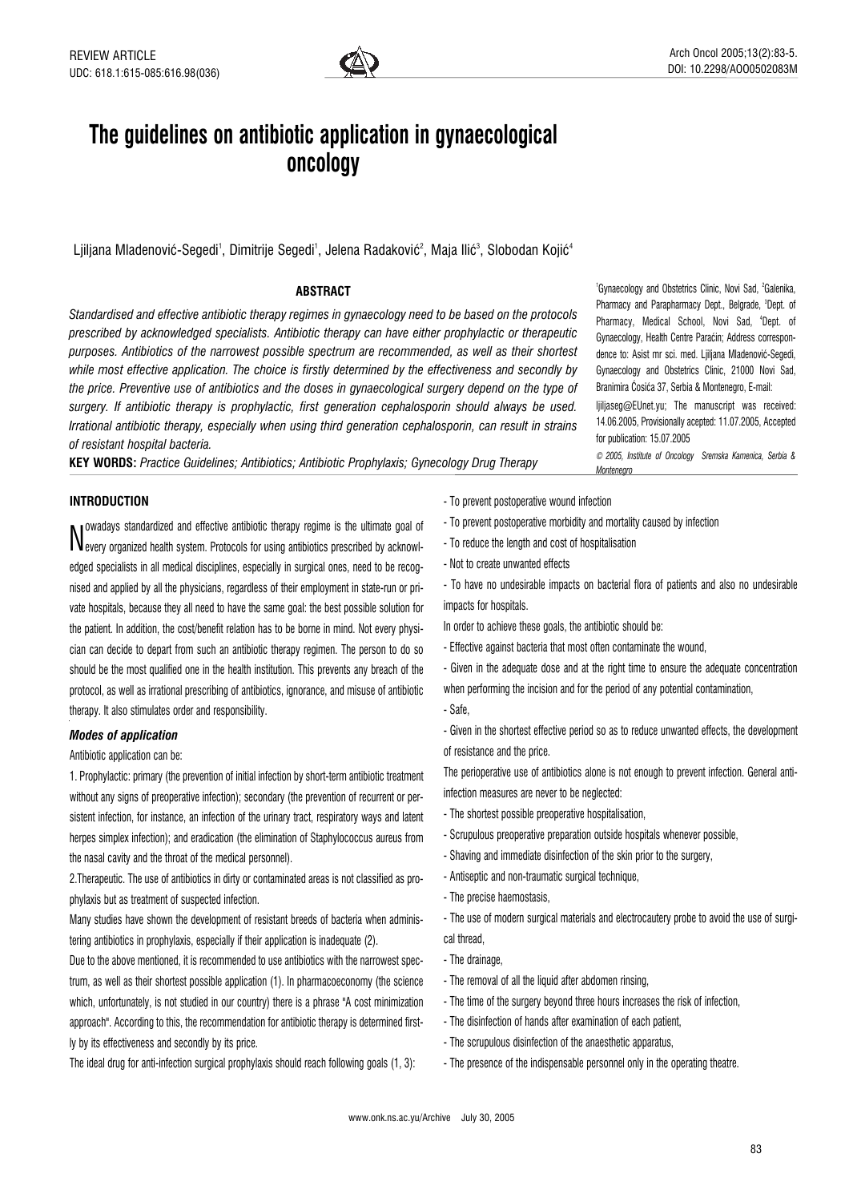REVIEW ARTICLE
UDC: 618.1:615-085:616.98(036)

# The guidelines on antibiotic application in gynaecological oncology

Ljiljana Mladenović-Segedi[1], Dimitrije Segedi[1], Jelena Radaković[2], Maja Ilić[3], Slobodan Kojić[4]

[1]Gynaecology and Obstetrics Clinic, Novi Sad, [2]Galenika, Pharmacy and Parapharmacy Dept., Belgrade, [3]Dept. of Pharmacy, Medical School, Novi Sad, [4]Dept. of Gynaecology, Health Centre Paraćin; Address correspondence to: Asist mr sci. med. Ljiljana Mladenović-Segedi, Gynaecology and Obstetrics Clinic, 21000 Novi Sad, Branimira Ćosića 37, Serbia & Montenegro, E-mail: ljiljaseg@EUnet.yu; The manuscript was received: 14.06.2005, Provisionally acepted: 11.07.2005, Accepted for publication: 15.07.2005

*© 2005, Institute of Oncology Sremska Kamenica, Serbia & Montenegro*

## ABSTRACT

*Standardised and effective antibiotic therapy regimes in gynaecology need to be based on the protocols prescribed by acknowledged specialists. Antibiotic therapy can have either prophylactic or therapeutic purposes. Antibiotics of the narrowest possible spectrum are recommended, as well as their shortest while most effective application. The choice is firstly determined by the effectiveness and secondly by the price. Preventive use of antibiotics and the doses in gynaecological surgery depend on the type of surgery. If antibiotic therapy is prophylactic, first generation cephalosporin should always be used. Irrational antibiotic therapy, especially when using third generation cephalosporin, can result in strains of resistant hospital bacteria.*

**KEY WORDS:** *Practice Guidelines; Antibiotics; Antibiotic Prophylaxis; Gynecology Drug Therapy*

## INTRODUCTION

Nowadays standardized and effective antibiotic therapy regime is the ultimate goal of every organized health system. Protocols for using antibiotics prescribed by acknowledged specialists in all medical disciplines, especially in surgical ones, need to be recognised and applied by all the physicians, regardless of their employment in state-run or private hospitals, because they all need to have the same goal: the best possible solution for the patient. In addition, the cost/benefit relation has to be borne in mind. Not every physician can decide to depart from such an antibiotic therapy regimen. The person to do so should be the most qualified one in the health institution. This prevents any breach of the protocol, as well as irrational prescribing of antibiotics, ignorance, and misuse of antibiotic therapy. It also stimulates order and responsibility.

### *Modes of application*

Antibiotic application can be:

1. Prophylactic: primary (the prevention of initial infection by short-term antibiotic treatment without any signs of preoperative infection); secondary (the prevention of recurrent or persistent infection, for instance, an infection of the urinary tract, respiratory ways and latent herpes simplex infection); and eradication (the elimination of Staphylococcus aureus from the nasal cavity and the throat of the medical personnel).

2.Therapeutic. The use of antibiotics in dirty or contaminated areas is not classified as prophylaxis but as treatment of suspected infection.

Many studies have shown the development of resistant breeds of bacteria when administering antibiotics in prophylaxis, especially if their application is inadequate (2).

Due to the above mentioned, it is recommended to use antibiotics with the narrowest spectrum, as well as their shortest possible application (1). In pharmacoeconomy (the science which, unfortunately, is not studied in our country) there is a phrase "A cost minimization approach". According to this, the recommendation for antibiotic therapy is determined firstly by its effectiveness and secondly by its price.

The ideal drug for anti-infection surgical prophylaxis should reach following goals (1, 3):

- To prevent postoperative wound infection
- To prevent postoperative morbidity and mortality caused by infection
- To reduce the length and cost of hospitalisation
- Not to create unwanted effects
- To have no undesirable impacts on bacterial flora of patients and also no undesirable impacts for hospitals.

In order to achieve these goals, the antibiotic should be:

- Effective against bacteria that most often contaminate the wound,
- Given in the adequate dose and at the right time to ensure the adequate concentration when performing the incision and for the period of any potential contamination,
- Safe,
- Given in the shortest effective period so as to reduce unwanted effects, the development of resistance and the price.

The perioperative use of antibiotics alone is not enough to prevent infection. General anti-infection measures are never to be neglected:

- The shortest possible preoperative hospitalisation,
- Scrupulous preoperative preparation outside hospitals whenever possible,
- Shaving and immediate disinfection of the skin prior to the surgery,
- Antiseptic and non-traumatic surgical technique,
- The precise haemostasis,
- The use of modern surgical materials and electrocautery probe to avoid the use of surgical thread,
- The drainage,
- The removal of all the liquid after abdomen rinsing,
- The time of the surgery beyond three hours increases the risk of infection,
- The disinfection of hands after examination of each patient,
- The scrupulous disinfection of the anaesthetic apparatus,
- The presence of the indispensable personnel only in the operating theatre.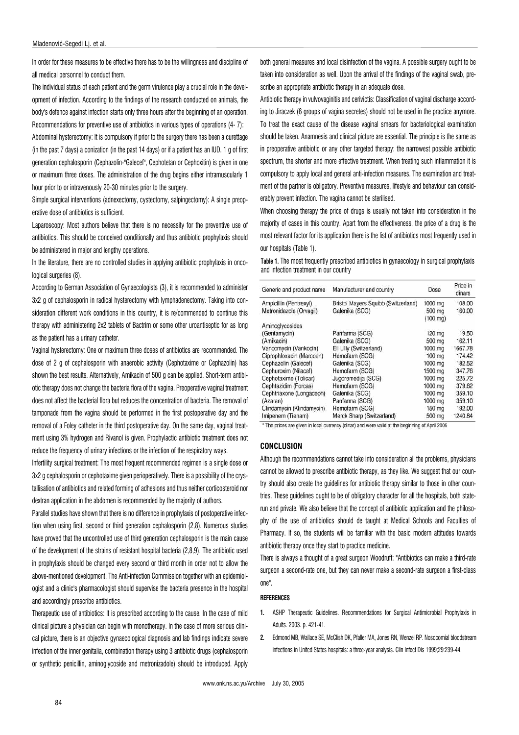In order for these measures to be effective there has to be the willingness and discipline of all medical personnel to conduct them.

The individual status of each patient and the germ virulence play a crucial role in the development of infection. According to the findings of the research conducted on animals, the body's defence against infection starts only three hours after the beginning of an operation.

Recommendations for preventive use of antibiotics in various types of operations (4- 7):

Abdominal hysterectomy: It is compulsory if prior to the surgery there has been a curettage (in the past 7 days) a conization (in the past 14 days) or if a patient has an IUD. 1 g of first generation cephalosporin (Cephazolin-"Galecef", Cephotetan or Cephoxitin) is given in one or maximum three doses. The administration of the drug begins either intramuscularly 1 hour prior to or intravenously 20-30 minutes prior to the surgery.

Simple surgical interventions (adnexectomy, cystectomy, salpingectomy): A single preoperative dose of antibiotics is sufficient.

Laparoscopy: Most authors believe that there is no necessity for the preventive use of antibiotics. This should be conceived conditionally and thus antibiotic prophylaxis should be administered in major and lengthy operations.

In the literature, there are no controlled studies in applying antibiotic prophylaxis in oncological surgeries (8).

According to German Association of Gynaecologists (3), it is recommended to administer 3x2 g of cephalosporin in radical hysterectomy with lymphadenectomy. Taking into consideration different work conditions in this country, it is re/commended to continue this therapy with administering 2x2 tablets of Bactrim or some other uroantiseptic for as long as the patient has a urinary catheter.

Vaginal hysterectomy: One or maximum three doses of antibiotics are recommended. The dose of 2 g of cephalosporin with anaerobic activity (Cephotaxime or Cephazolin) has shown the best results. Alternatively, Amikacin of 500 g can be applied. Short-term antibiotic therapy does not change the bacteria flora of the vagina. Preoperative vaginal treatment does not affect the bacterial flora but reduces the concentration of bacteria. The removal of tamponade from the vagina should be performed in the first postoperative day and the removal of a Foley catheter in the third postoperative day. On the same day, vaginal treatment using 3% hydrogen and Rivanol is given. Prophylactic antibiotic treatment does not reduce the frequency of urinary infections or the infection of the respiratory ways.

Infertility surgical treatment: The most frequent recommended regimen is a single dose or 3x2 g cephalosporin or cephotaxime given perioperatively. There is a possibility of the crystallisation of antibiotics and related forming of adhesions and thus neither corticosteroid nor dextran application in the abdomen is recommended by the majority of authors.

Parallel studies have shown that there is no difference in prophylaxis of postoperative infection when using first, second or third generation cephalosporin (2,8). Numerous studies have proved that the uncontrolled use of third generation cephalosporin is the main cause of the development of the strains of resistant hospital bacteria (2,8,9). The antibiotic used in prophylaxis should be changed every second or third month in order not to allow the above-mentioned development. The Anti-infection Commission together with an epidemiologist and a clinic's pharmacologist should supervise the bacteria presence in the hospital and accordingly prescribe antibiotics.

Therapeutic use of antibiotics: It is prescribed according to the cause. In the case of mild clinical picture a physician can begin with monotherapy. In the case of more serious clinical picture, there is an objective gynaecological diagnosis and lab findings indicate severe infection of the inner genitalia, combination therapy using 3 antibiotic drugs (cephalosporin or synthetic penicillin, aminoglycoside and metronizadole) should be introduced. Apply both general measures and local disinfection of the vagina. A possible surgery ought to be taken into consideration as well. Upon the arrival of the findings of the vaginal swab, prescribe an appropriate antibiotic therapy in an adequate dose.

Antibiotic therapy in vulvovaginitis and cerivictis: Classification of vaginal discharge according to Jiraczek (6 groups of vagina secretes) should not be used in the practice anymore. To treat the exact cause of the disease vaginal smears for bacteriological examination should be taken. Anamnesis and clinical picture are essential. The principle is the same as in preoperative antibiotic or any other targeted therapy: the narrowest possible antibiotic spectrum, the shorter and more effective treatment. When treating such inflammation it is compulsory to apply local and general anti-infection measures. The examination and treatment of the partner is obligatory. Preventive measures, lifestyle and behaviour can considerably prevent infection. The vagina cannot be sterilised.

When choosing therapy the price of drugs is usually not taken into consideration in the majority of cases in this country. Apart from the effectiveness, the price of a drug is the most relevant factor for its application there is the list of antibiotics most frequently used in our hospitals (Table 1).

**Table 1.** The most frequently prescribed antibiotics in gynaecology in surgical prophylaxis and infection treatment in our country

| Generic and product name | Manufacturer and country | Dose | Price in dinars |
|---|---|---|---|
| Ampicillin (Pentrexyl) | Bristol Mayers Squibb (Switzerland) | 1000 mg | 108.00 |
| Metronidazole (Orvagil) | Galenika (SCG) | 500 mg (100 mg) | 160.00 |
| Aminoglycosides | | | |
| (Gentamycin) | Panfarma (SCG) | 120 mg | 19.50 |
| (Amikacin) | Galenika (SCG) | 500 mg | 162.11 |
| Vancomycin (Vankocin) | Eli Lilly (Switzerland) | 1000 mg | 1667.78 |
| Ciprophloxacin (Marocen) | Hemofarm (SCG) | 100 mg | 174.42 |
| Cephazolin (Galecef) | Galenika (SCG) | 1000 mg | 182.52 |
| Cephuroxim (Nilacef) | Hemofarm (SCG) | 1500 mg | 347.76 |
| Cephotaxime (Tolicar) | Jugoremedija (SCG) | 1000 mg | 225.72 |
| Cephtazidim (Forcas) | Hemofarm (SCG) | 1000 mg | 379.62 |
| Cephtriaxone (Longaceph) | Galenika (SCG) | 1000 mg | 359.10 |
| (Azaran) | Panfarma (SCG) | 1000 mg | 359.10 |
| Clindamycin (Klindamycin) | Hemofarm (SCG) | 150 mg | 192.00 |
| Imipenem (Tienam) | Merck Sharp (Switzerland) | 500 mg | 1240.84 |

\* The prices are given in local currency (dinar) and were valid at the beginning of April 2005

## CONCLUSION

Although the recommendations cannot take into consideration all the problems, physicians cannot be allowed to prescribe antibiotic therapy, as they like. We suggest that our country should also create the guidelines for antibiotic therapy similar to those in other countries. These guidelines ought to be of obligatory character for all the hospitals, both state-run and private. We also believe that the concept of antibiotic application and the philosophy of the use of antibiotics should de taught at Medical Schools and Faculties of Pharmacy. If so, the students will be familiar with the basic modern attitudes towards antibiotic therapy once they start to practice medicine.

There is always a thought of a great surgeon Woodruff: "Antibiotics can make a third-rate surgeon a second-rate one, but they can never make a second-rate surgeon a first-class one".

### REFERENCES

1. ASHP Therapeutic Guidelines. Recommendations for Surgical Antimicrobial Prophylaxis in Adults. 2003. p. 421-41.
2. Edmond MB, Wallace SE, McClish DK, Pfaller MA, Jones RN, Wenzel RP. Nosocomial bloodstream infections in United States hospitals: a three-year analysis. Clin Infect Dis 1999;29:239-44.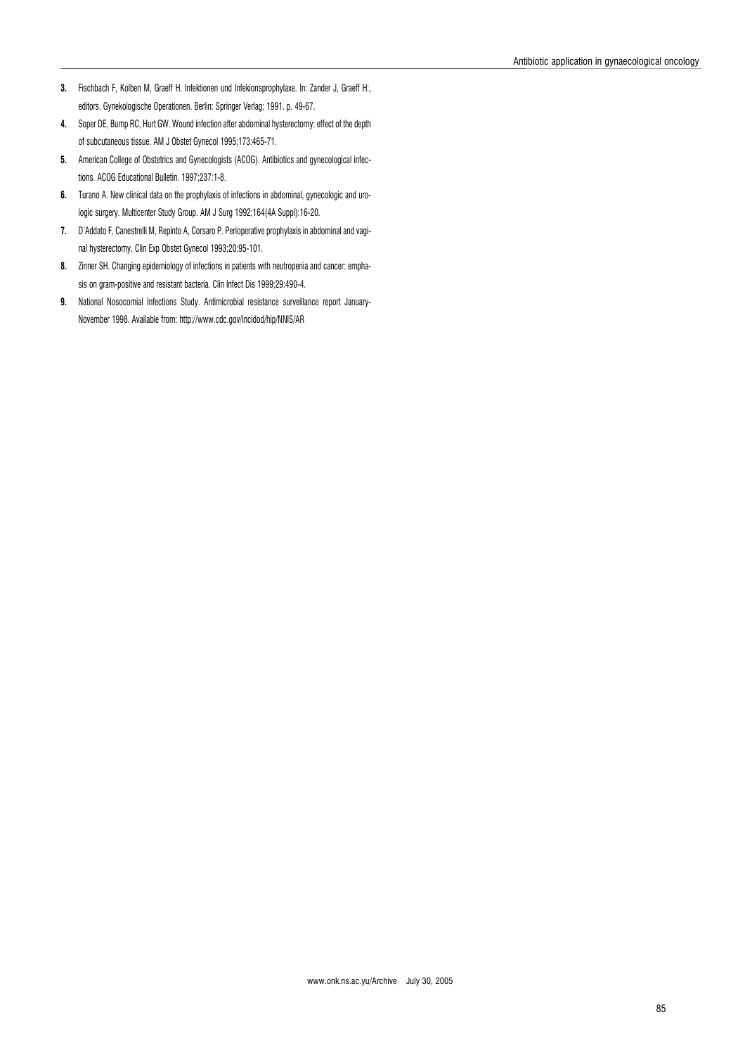3. Fischbach F, Kolben M, Graeff H. Infektionen und Infekionsprophylaxe. In: Zander J, Graeff H:, editors. Gynekologische Operationen. Berlin: Springer Verlag; 1991. p. 49-67.
4. Soper DE, Bump RC, Hurt GW. Wound infection after abdominal hysterectomy: effect of the depth of subcutaneous tissue. AM J Obstet Gynecol 1995;173:465-71.
5. American College of Obstetrics and Gynecologists (ACOG). Antibiotics and gynecological infections. ACOG Educational Bulletin. 1997;237:1-8.
6. Turano A. New clinical data on the prophylaxis of infections in abdominal, gynecologic and urologic surgery. Multicenter Study Group. AM J Surg 1992;164(4A Suppl):16-20.
7. D'Addato F, Canestrelli M, Repinto A, Corsaro P. Perioperative prophylaxis in abdominal and vaginal hysterectomy. Clin Exp Obstet Gynecol 1993;20:95-101.
8. Zinner SH. Changing epidemiology of infections in patients with neutropenia and cancer: emphasis on gram-positive and resistant bacteria. Clin Infect Dis 1999;29:490-4.
9. National Nosocomial Infections Study. Antimicrobial resistance surveillance report January-November 1998. Available from: http://www.cdc.gov/incidod/hip/NNIS/AR